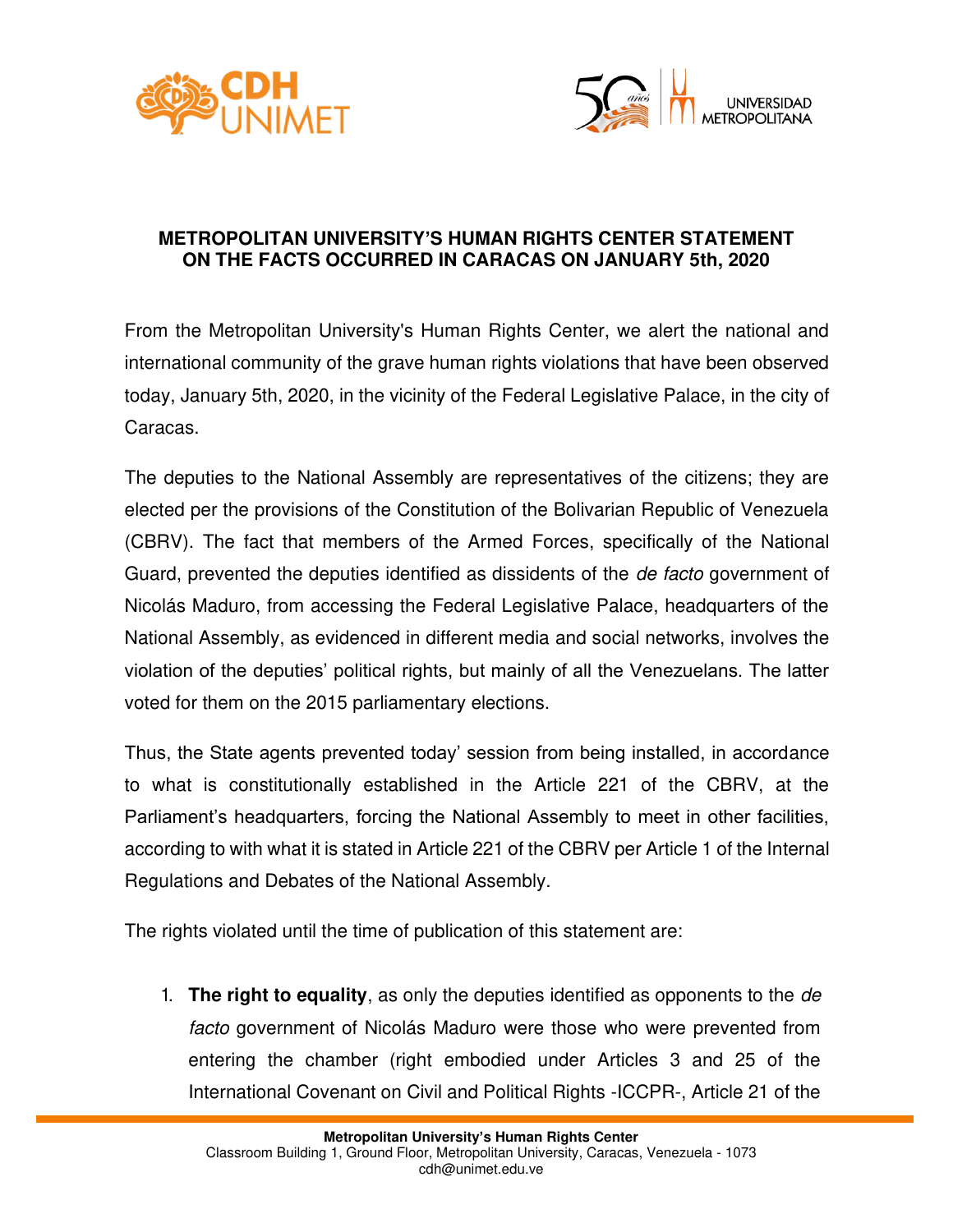# METROPOLITAN UNIVERSITY'S HUMAN RIGHTS CENTER STATEMENT ON THE FACTS OCCURRED IN CARACAS ON JANUARY 5th, 2020

From the Metropolitan University's Human Rights Center, we alert the national and international community of the grave human rights violations that have been observed today, January 5th, 2020, in the vicinity of the Federal Legislative Palace, in the city of Caracas.

The deputies to the National Assembly are representatives of the citizens; they are elected per the provisions of the Constitution of the Bolivarian Republic of Venezuela (CBRV). The fact that members of the Armed Forces, specifically of the National Guard, prevented the deputies identified as dissidents of the *de facto* government of Nicolás Maduro, from accessing the Federal Legislative Palace, headquarters of the National Assembly, as evidenced in different media and social networks, involves the violation of the deputies' political rights, but mainly of all the Venezuelans. The latter voted for them on the 2015 parliamentary elections.

Thus, the State agents prevented today' session from being installed, in accordance to what is constitutionally established in the Article 221 of the CBRV, at the Parliament's headquarters, forcing the National Assembly to meet in other facilities, according to with what it is stated in Article 221 of the CBRV per Article 1 of the Internal Regulations and Debates of the National Assembly.

The rights violated until the time of publication of this statement are:

1. **The right to equality**, as only the deputies identified as opponents to the *de facto* government of Nicolás Maduro were those who were prevented from entering the chamber (right embodied under Articles 3 and 25 of the International Covenant on Civil and Political Rights -ICCPR-, Article 21 of the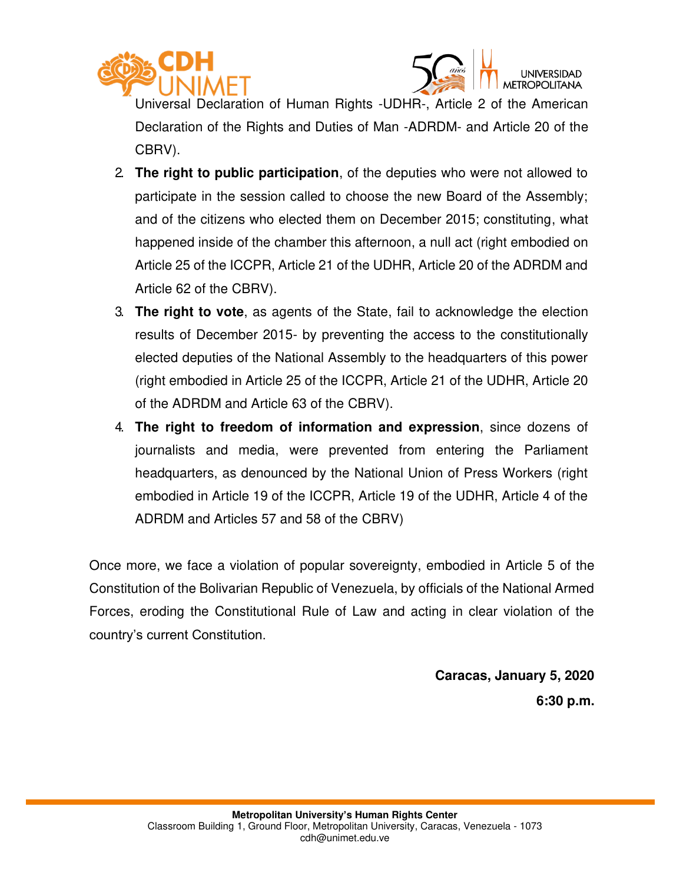Universal Declaration of Human Rights -UDHR-, Article 2 of the American Declaration of the Rights and Duties of Man -ADRDM- and Article 20 of the CBRV).

2. **The right to public participation**, of the deputies who were not allowed to participate in the session called to choose the new Board of the Assembly; and of the citizens who elected them on December 2015; constituting, what happened inside of the chamber this afternoon, a null act (right embodied on Article 25 of the ICCPR, Article 21 of the UDHR, Article 20 of the ADRDM and Article 62 of the CBRV).
3. **The right to vote**, as agents of the State, fail to acknowledge the election results of December 2015- by preventing the access to the constitutionally elected deputies of the National Assembly to the headquarters of this power (right embodied in Article 25 of the ICCPR, Article 21 of the UDHR, Article 20 of the ADRDM and Article 63 of the CBRV).
4. **The right to freedom of information and expression**, since dozens of journalists and media, were prevented from entering the Parliament headquarters, as denounced by the National Union of Press Workers (right embodied in Article 19 of the ICCPR, Article 19 of the UDHR, Article 4 of the ADRDM and Articles 57 and 58 of the CBRV)

Once more, we face a violation of popular sovereignty, embodied in Article 5 of the Constitution of the Bolivarian Republic of Venezuela, by officials of the National Armed Forces, eroding the Constitutional Rule of Law and acting in clear violation of the country's current Constitution.

**Caracas, January 5, 2020**

**6:30 p.m.**